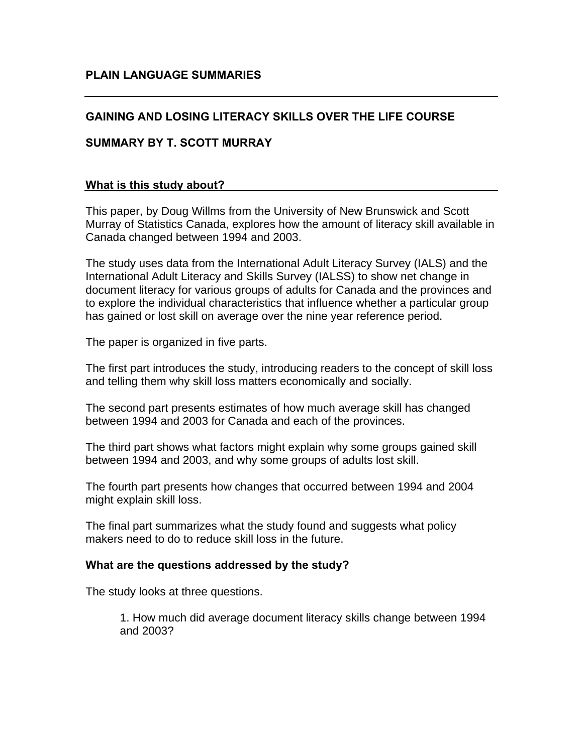## PLAIN LANGUAGE SUMMARIES

---

## GAINING AND LOSING LITERACY SKILLS OVER THE LIFE COURSE

### SUMMARY BY T. SCOTT MURRAY

### What is this study about?

This paper, by Doug Willms from the University of New Brunswick and Scott Murray of Statistics Canada, explores how the amount of literacy skill available in Canada changed between 1994 and 2003.

The study uses data from the International Adult Literacy Survey (IALS) and the International Adult Literacy and Skills Survey (IALSS) to show net change in document literacy for various groups of adults for Canada and the provinces and to explore the individual characteristics that influence whether a particular group has gained or lost skill on average over the nine year reference period.

The paper is organized in five parts.

The first part introduces the study, introducing readers to the concept of skill loss and telling them why skill loss matters economically and socially.

The second part presents estimates of how much average skill has changed between 1994 and 2003 for Canada and each of the provinces.

The third part shows what factors might explain why some groups gained skill between 1994 and 2003, and why some groups of adults lost skill.

The fourth part presents how changes that occurred between 1994 and 2004 might explain skill loss.

The final part summarizes what the study found and suggests what policy makers need to do to reduce skill loss in the future.

### What are the questions addressed by the study?

The study looks at three questions.

1. How much did average document literacy skills change between 1994 and 2003?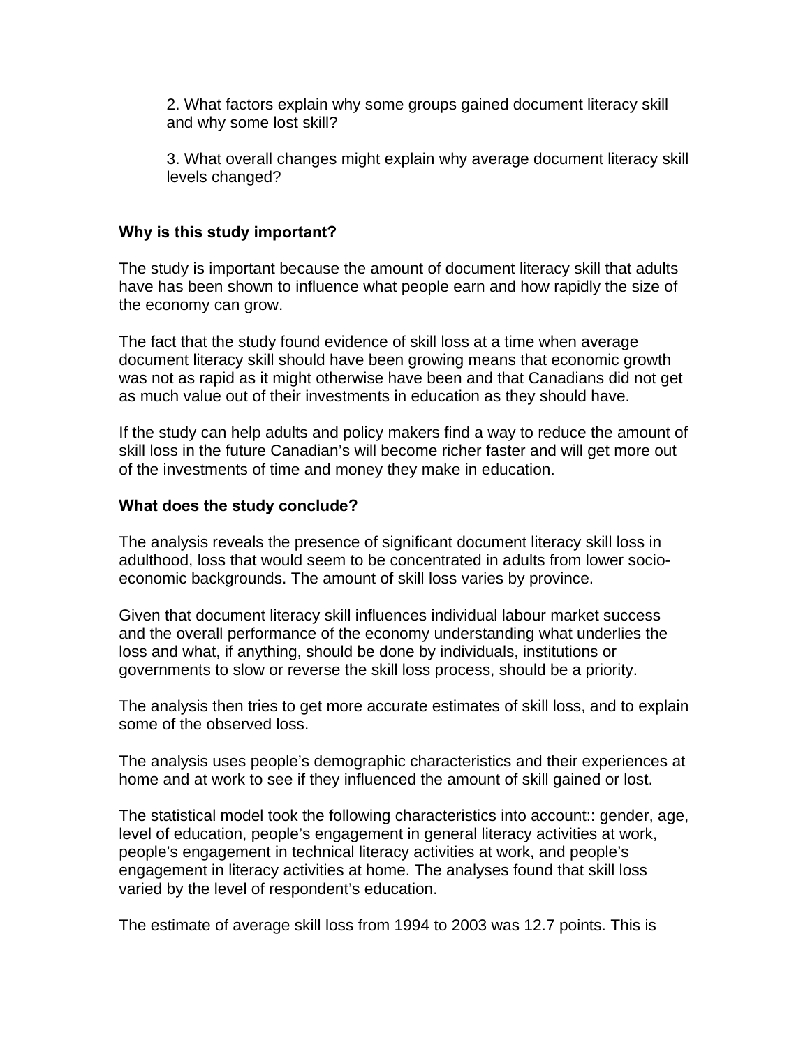2. What factors explain why some groups gained document literacy skill and why some lost skill?

3. What overall changes might explain why average document literacy skill levels changed?

### Why is this study important?

The study is important because the amount of document literacy skill that adults have has been shown to influence what people earn and how rapidly the size of the economy can grow.

The fact that the study found evidence of skill loss at a time when average document literacy skill should have been growing means that economic growth was not as rapid as it might otherwise have been and that Canadians did not get as much value out of their investments in education as they should have.

If the study can help adults and policy makers find a way to reduce the amount of skill loss in the future Canadian's will become richer faster and will get more out of the investments of time and money they make in education.

### What does the study conclude?

The analysis reveals the presence of significant document literacy skill loss in adulthood, loss that would seem to be concentrated in adults from lower socio-economic backgrounds. The amount of skill loss varies by province.

Given that document literacy skill influences individual labour market success and the overall performance of the economy understanding what underlies the loss and what, if anything, should be done by individuals, institutions or governments to slow or reverse the skill loss process, should be a priority.

The analysis then tries to get more accurate estimates of skill loss, and to explain some of the observed loss.

The analysis uses people's demographic characteristics and their experiences at home and at work to see if they influenced the amount of skill gained or lost.

The statistical model took the following characteristics into account:: gender, age, level of education, people's engagement in general literacy activities at work, people's engagement in technical literacy activities at work, and people's engagement in literacy activities at home. The analyses found that skill loss varied by the level of respondent's education.

The estimate of average skill loss from 1994 to 2003 was 12.7 points. This is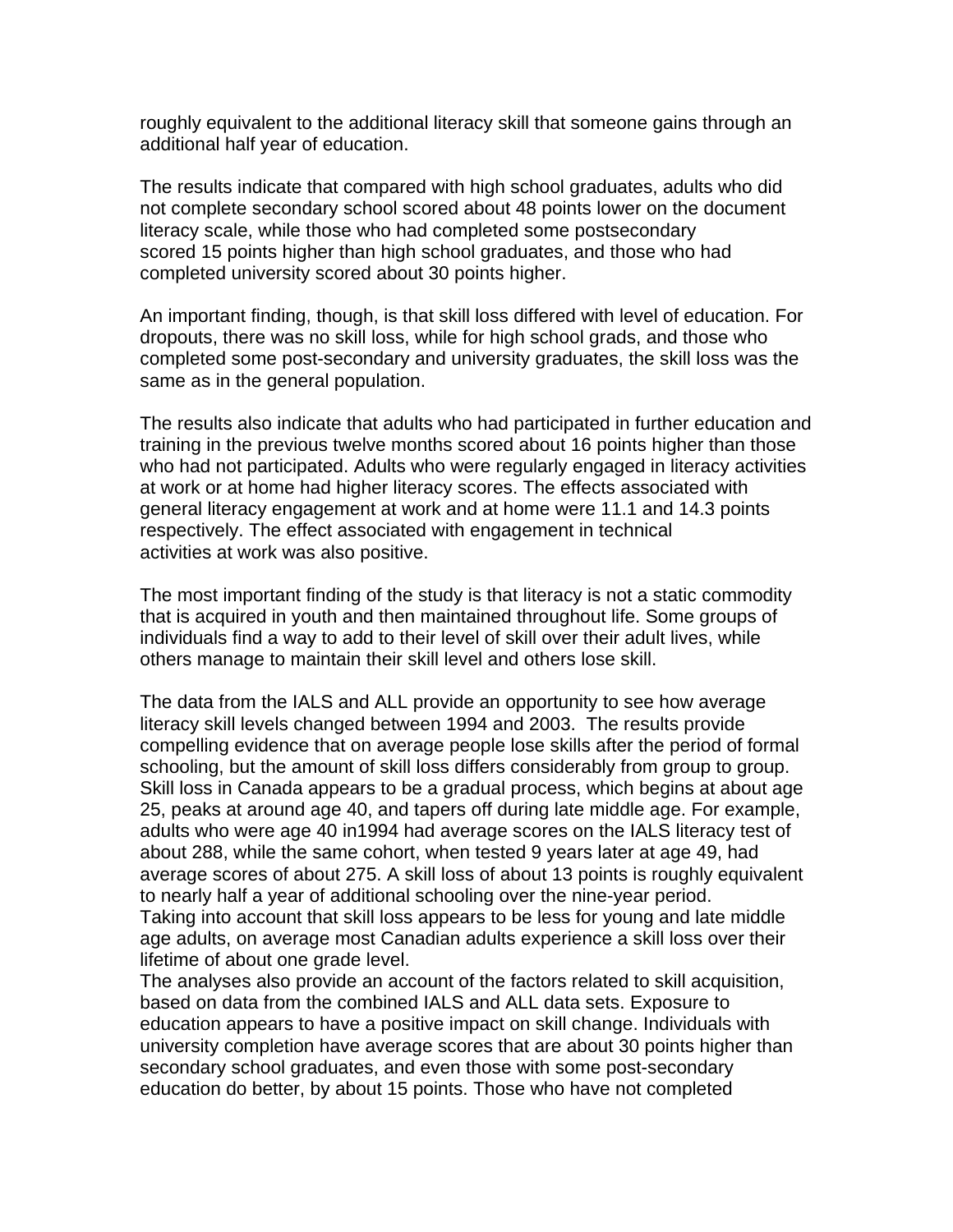roughly equivalent to the additional literacy skill that someone gains through an additional half year of education.

The results indicate that compared with high school graduates, adults who did not complete secondary school scored about 48 points lower on the document literacy scale, while those who had completed some postsecondary scored 15 points higher than high school graduates, and those who had completed university scored about 30 points higher.

An important finding, though, is that skill loss differed with level of education. For dropouts, there was no skill loss, while for high school grads, and those who completed some post-secondary and university graduates, the skill loss was the same as in the general population.

The results also indicate that adults who had participated in further education and training in the previous twelve months scored about 16 points higher than those who had not participated. Adults who were regularly engaged in literacy activities at work or at home had higher literacy scores. The effects associated with general literacy engagement at work and at home were 11.1 and 14.3 points respectively. The effect associated with engagement in technical activities at work was also positive.

The most important finding of the study is that literacy is not a static commodity that is acquired in youth and then maintained throughout life. Some groups of individuals find a way to add to their level of skill over their adult lives, while others manage to maintain their skill level and others lose skill.

The data from the IALS and ALL provide an opportunity to see how average literacy skill levels changed between 1994 and 2003. The results provide compelling evidence that on average people lose skills after the period of formal schooling, but the amount of skill loss differs considerably from group to group. Skill loss in Canada appears to be a gradual process, which begins at about age 25, peaks at around age 40, and tapers off during late middle age. For example, adults who were age 40 in1994 had average scores on the IALS literacy test of about 288, while the same cohort, when tested 9 years later at age 49, had average scores of about 275. A skill loss of about 13 points is roughly equivalent to nearly half a year of additional schooling over the nine-year period.
Taking into account that skill loss appears to be less for young and late middle age adults, on average most Canadian adults experience a skill loss over their lifetime of about one grade level.
The analyses also provide an account of the factors related to skill acquisition, based on data from the combined IALS and ALL data sets. Exposure to education appears to have a positive impact on skill change. Individuals with university completion have average scores that are about 30 points higher than secondary school graduates, and even those with some post-secondary education do better, by about 15 points. Those who have not completed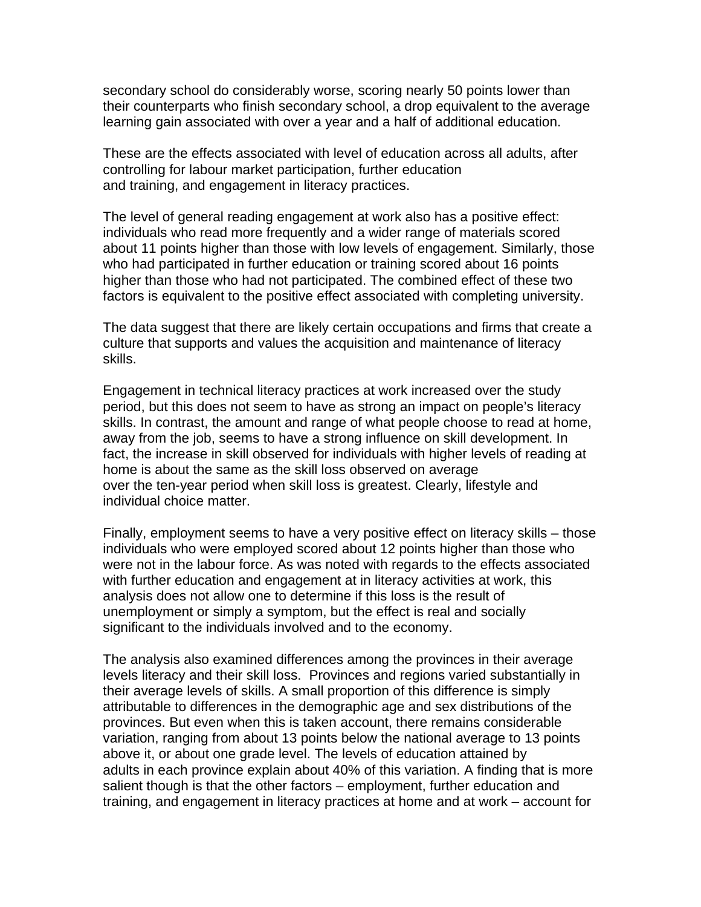secondary school do considerably worse, scoring nearly 50 points lower than their counterparts who finish secondary school, a drop equivalent to the average learning gain associated with over a year and a half of additional education.

These are the effects associated with level of education across all adults, after controlling for labour market participation, further education and training, and engagement in literacy practices.

The level of general reading engagement at work also has a positive effect: individuals who read more frequently and a wider range of materials scored about 11 points higher than those with low levels of engagement. Similarly, those who had participated in further education or training scored about 16 points higher than those who had not participated. The combined effect of these two factors is equivalent to the positive effect associated with completing university.

The data suggest that there are likely certain occupations and firms that create a culture that supports and values the acquisition and maintenance of literacy skills.

Engagement in technical literacy practices at work increased over the study period, but this does not seem to have as strong an impact on people's literacy skills. In contrast, the amount and range of what people choose to read at home, away from the job, seems to have a strong influence on skill development. In fact, the increase in skill observed for individuals with higher levels of reading at home is about the same as the skill loss observed on average over the ten-year period when skill loss is greatest. Clearly, lifestyle and individual choice matter.

Finally, employment seems to have a very positive effect on literacy skills – those individuals who were employed scored about 12 points higher than those who were not in the labour force. As was noted with regards to the effects associated with further education and engagement at in literacy activities at work, this analysis does not allow one to determine if this loss is the result of unemployment or simply a symptom, but the effect is real and socially significant to the individuals involved and to the economy.

The analysis also examined differences among the provinces in their average levels literacy and their skill loss. Provinces and regions varied substantially in their average levels of skills. A small proportion of this difference is simply attributable to differences in the demographic age and sex distributions of the provinces. But even when this is taken account, there remains considerable variation, ranging from about 13 points below the national average to 13 points above it, or about one grade level. The levels of education attained by adults in each province explain about 40% of this variation. A finding that is more salient though is that the other factors – employment, further education and training, and engagement in literacy practices at home and at work – account for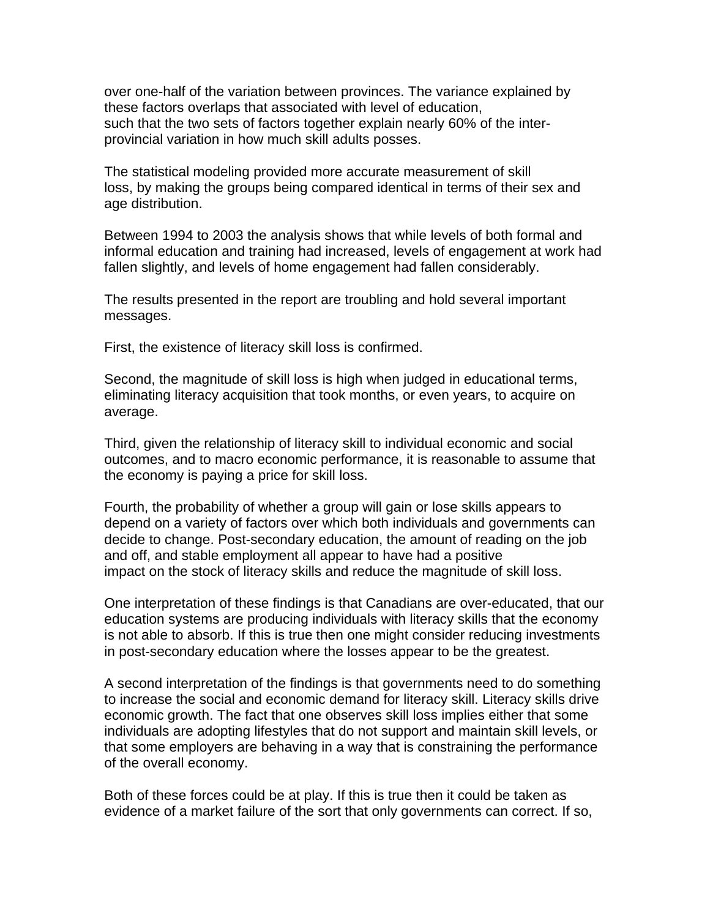over one-half of the variation between provinces. The variance explained by these factors overlaps that associated with level of education, such that the two sets of factors together explain nearly 60% of the inter-provincial variation in how much skill adults posses.

The statistical modeling provided more accurate measurement of skill loss, by making the groups being compared identical in terms of their sex and age distribution.

Between 1994 to 2003 the analysis shows that while levels of both formal and informal education and training had increased, levels of engagement at work had fallen slightly, and levels of home engagement had fallen considerably.

The results presented in the report are troubling and hold several important messages.

First, the existence of literacy skill loss is confirmed.

Second, the magnitude of skill loss is high when judged in educational terms, eliminating literacy acquisition that took months, or even years, to acquire on average.

Third, given the relationship of literacy skill to individual economic and social outcomes, and to macro economic performance, it is reasonable to assume that the economy is paying a price for skill loss.

Fourth, the probability of whether a group will gain or lose skills appears to depend on a variety of factors over which both individuals and governments can decide to change. Post-secondary education, the amount of reading on the job and off, and stable employment all appear to have had a positive impact on the stock of literacy skills and reduce the magnitude of skill loss.

One interpretation of these findings is that Canadians are over-educated, that our education systems are producing individuals with literacy skills that the economy is not able to absorb. If this is true then one might consider reducing investments in post-secondary education where the losses appear to be the greatest.

A second interpretation of the findings is that governments need to do something to increase the social and economic demand for literacy skill. Literacy skills drive economic growth. The fact that one observes skill loss implies either that some individuals are adopting lifestyles that do not support and maintain skill levels, or that some employers are behaving in a way that is constraining the performance of the overall economy.

Both of these forces could be at play. If this is true then it could be taken as evidence of a market failure of the sort that only governments can correct. If so,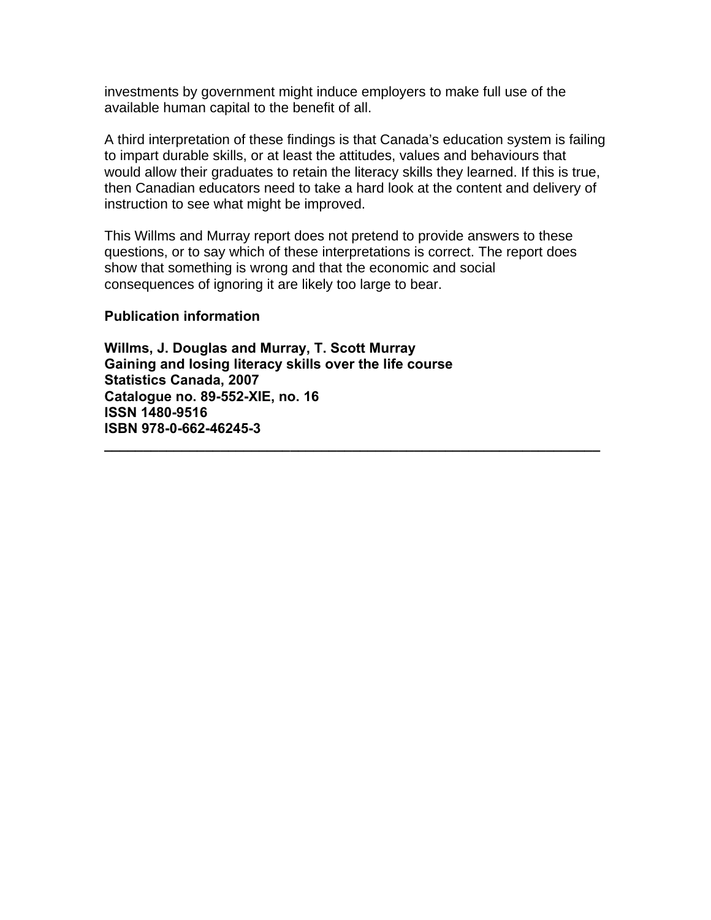investments by government might induce employers to make full use of the available human capital to the benefit of all.

A third interpretation of these findings is that Canada's education system is failing to impart durable skills, or at least the attitudes, values and behaviours that would allow their graduates to retain the literacy skills they learned. If this is true, then Canadian educators need to take a hard look at the content and delivery of instruction to see what might be improved.

This Willms and Murray report does not pretend to provide answers to these questions, or to say which of these interpretations is correct. The report does show that something is wrong and that the economic and social consequences of ignoring it are likely too large to bear.

**Publication information**

**Willms, J. Douglas and Murray, T. Scott Murray**
**Gaining and losing literacy skills over the life course**
**Statistics Canada, 2007**
**Catalogue no. 89-552-XIE, no. 16**
**ISSN 1480-9516**
**ISBN 978-0-662-46245-3**

---